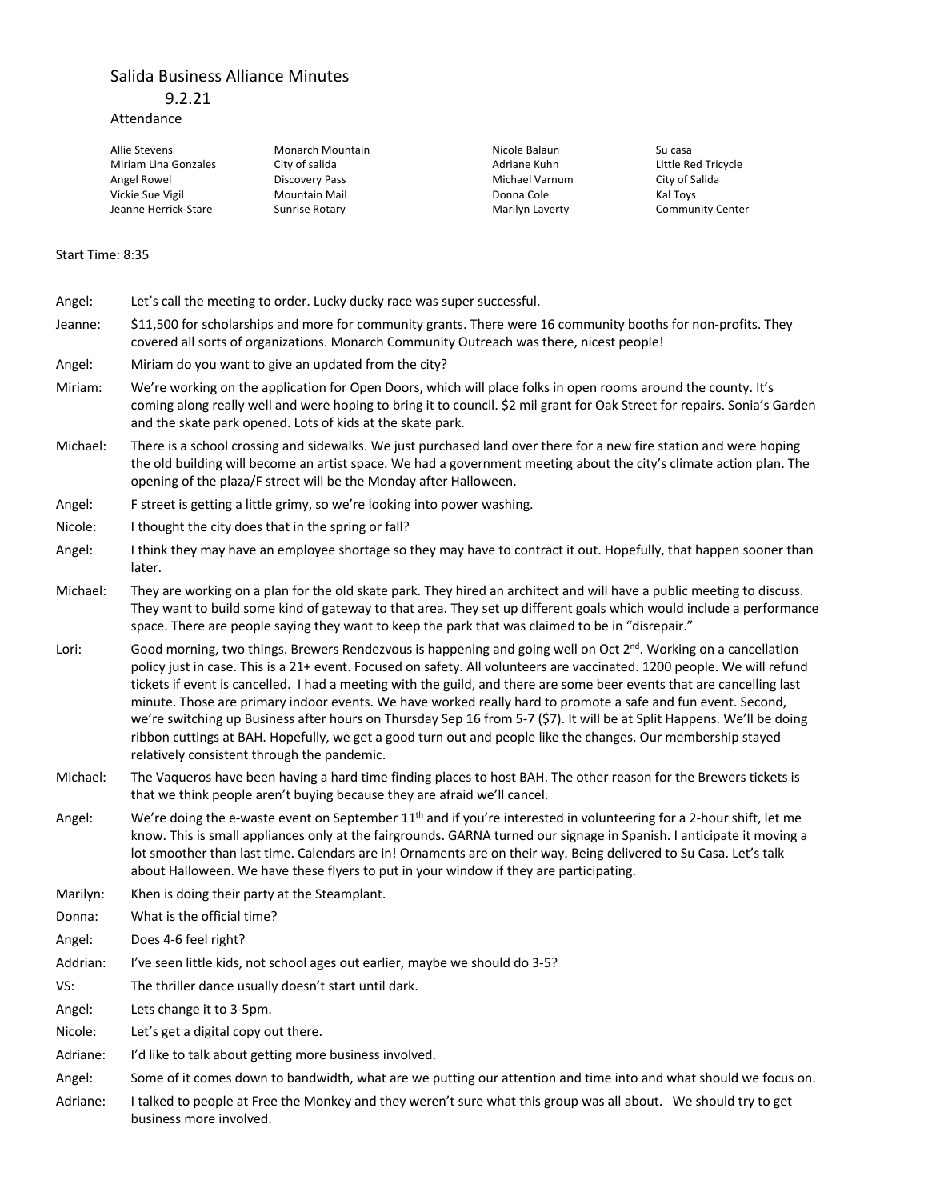# Salida Business Alliance Minutes

9.2.21

Attendance

| | | | |
|---|---|---|---|
| Allie Stevens | Monarch Mountain | Nicole Balaun | Su casa |
| Miriam Lina Gonzales | City of salida | Adriane Kuhn | Little Red Tricycle |
| Angel Rowel | Discovery Pass | Michael Varnum | City of Salida |
| Vickie Sue Vigil | Mountain Mail | Donna Cole | Kal Toys |
| Jeanne Herrick-Stare | Sunrise Rotary | Marilyn Laverty | Community Center |

Start Time: 8:35

| | |
|---|---|
| Angel: | Let's call the meeting to order. Lucky ducky race was super successful. |
| Jeanne: | $11,500 for scholarships and more for community grants. There were 16 community booths for non-profits. They covered all sorts of organizations. Monarch Community Outreach was there, nicest people! |
| Angel: | Miriam do you want to give an updated from the city? |
| Miriam: | We're working on the application for Open Doors, which will place folks in open rooms around the county. It's coming along really well and were hoping to bring it to council. $2 mil grant for Oak Street for repairs. Sonia's Garden and the skate park opened. Lots of kids at the skate park. |
| Michael: | There is a school crossing and sidewalks. We just purchased land over there for a new fire station and were hoping the old building will become an artist space. We had a government meeting about the city's climate action plan. The opening of the plaza/F street will be the Monday after Halloween. |
| Angel: | F street is getting a little grimy, so we're looking into power washing. |
| Nicole: | I thought the city does that in the spring or fall? |
| Angel: | I think they may have an employee shortage so they may have to contract it out. Hopefully, that happen sooner than later. |
| Michael: | They are working on a plan for the old skate park. They hired an architect and will have a public meeting to discuss. They want to build some kind of gateway to that area. They set up different goals which would include a performance space. There are people saying they want to keep the park that was claimed to be in "disrepair." |
| Lori: | Good morning, two things. Brewers Rendezvous is happening and going well on Oct 2nd. Working on a cancellation policy just in case. This is a 21+ event. Focused on safety. All volunteers are vaccinated. 1200 people. We will refund tickets if event is cancelled. I had a meeting with the guild, and there are some beer events that are cancelling last minute. Those are primary indoor events. We have worked really hard to promote a safe and fun event. Second, we're switching up Business after hours on Thursday Sep 16 from 5-7 ($7). It will be at Split Happens. We'll be doing ribbon cuttings at BAH. Hopefully, we get a good turn out and people like the changes. Our membership stayed relatively consistent through the pandemic. |
| Michael: | The Vaqueros have been having a hard time finding places to host BAH. The other reason for the Brewers tickets is that we think people aren't buying because they are afraid we'll cancel. |
| Angel: | We're doing the e-waste event on September 11th and if you're interested in volunteering for a 2-hour shift, let me know. This is small appliances only at the fairgrounds. GARNA turned our signage in Spanish. I anticipate it moving a lot smoother than last time. Calendars are in! Ornaments are on their way. Being delivered to Su Casa. Let's talk about Halloween. We have these flyers to put in your window if they are participating. |
| Marilyn: | Khen is doing their party at the Steamplant. |
| Donna: | What is the official time? |
| Angel: | Does 4-6 feel right? |
| Addrian: | I've seen little kids, not school ages out earlier, maybe we should do 3-5? |
| VS: | The thriller dance usually doesn't start until dark. |
| Angel: | Lets change it to 3-5pm. |
| Nicole: | Let's get a digital copy out there. |
| Adriane: | I'd like to talk about getting more business involved. |
| Angel: | Some of it comes down to bandwidth, what are we putting our attention and time into and what should we focus on. |
| Adriane: | I talked to people at Free the Monkey and they weren't sure what this group was all about. We should try to get business more involved. |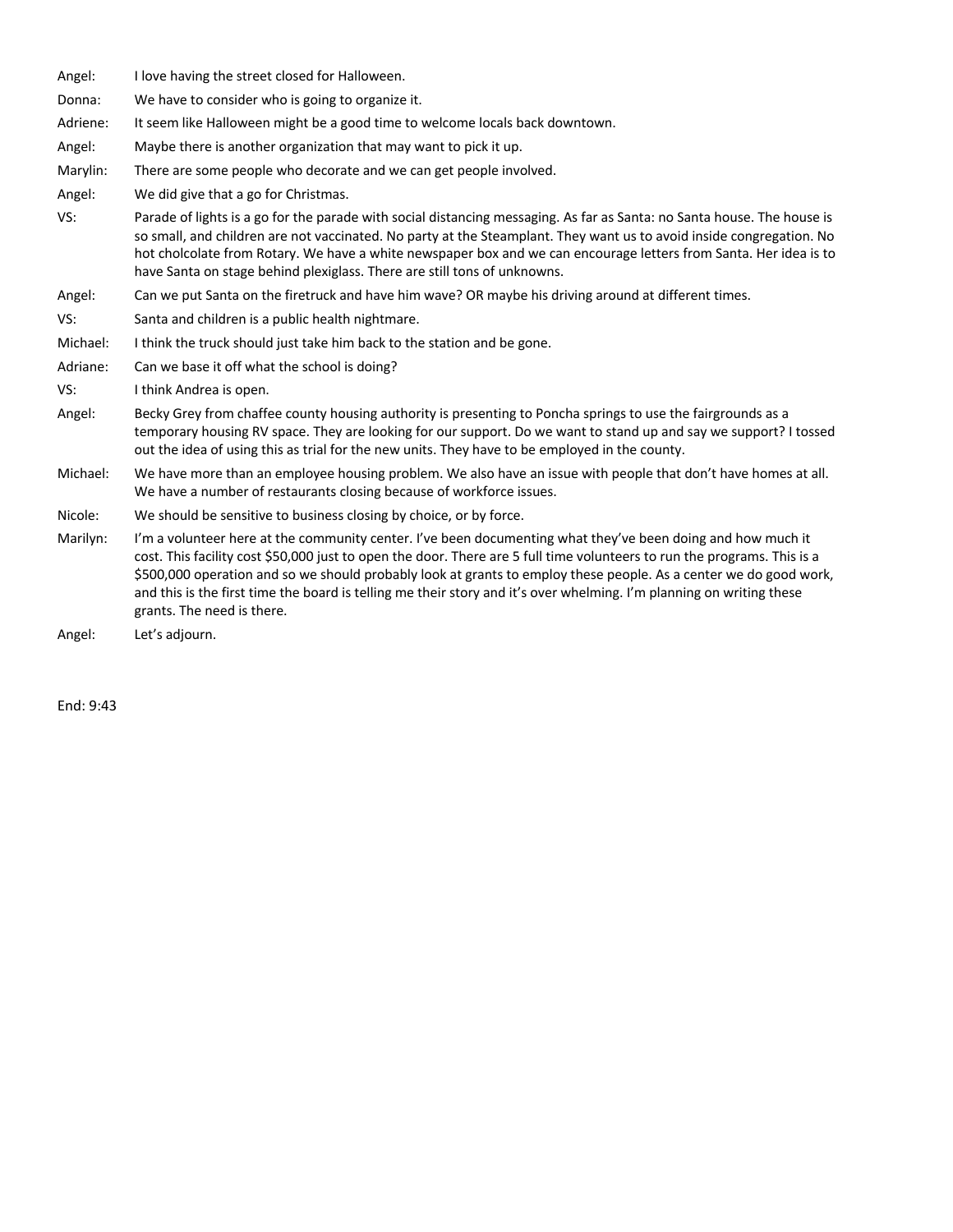Angel: I love having the street closed for Halloween.

Donna: We have to consider who is going to organize it.

Adriene: It seem like Halloween might be a good time to welcome locals back downtown.

Angel: Maybe there is another organization that may want to pick it up.

Marylin: There are some people who decorate and we can get people involved.

Angel: We did give that a go for Christmas.

VS: Parade of lights is a go for the parade with social distancing messaging. As far as Santa: no Santa house. The house is so small, and children are not vaccinated. No party at the Steamplant. They want us to avoid inside congregation. No hot cholcolate from Rotary. We have a white newspaper box and we can encourage letters from Santa. Her idea is to have Santa on stage behind plexiglass. There are still tons of unknowns.

Angel: Can we put Santa on the firetruck and have him wave? OR maybe his driving around at different times.

VS: Santa and children is a public health nightmare.

Michael: I think the truck should just take him back to the station and be gone.

Adriane: Can we base it off what the school is doing?

VS: I think Andrea is open.

Angel: Becky Grey from chaffee county housing authority is presenting to Poncha springs to use the fairgrounds as a temporary housing RV space. They are looking for our support. Do we want to stand up and say we support? I tossed out the idea of using this as trial for the new units. They have to be employed in the county.

Michael: We have more than an employee housing problem. We also have an issue with people that don't have homes at all. We have a number of restaurants closing because of workforce issues.

Nicole: We should be sensitive to business closing by choice, or by force.

Marilyn: I'm a volunteer here at the community center. I've been documenting what they've been doing and how much it cost. This facility cost $50,000 just to open the door. There are 5 full time volunteers to run the programs. This is a $500,000 operation and so we should probably look at grants to employ these people. As a center we do good work, and this is the first time the board is telling me their story and it's over whelming. I'm planning on writing these grants. The need is there.

Angel: Let's adjourn.

End: 9:43